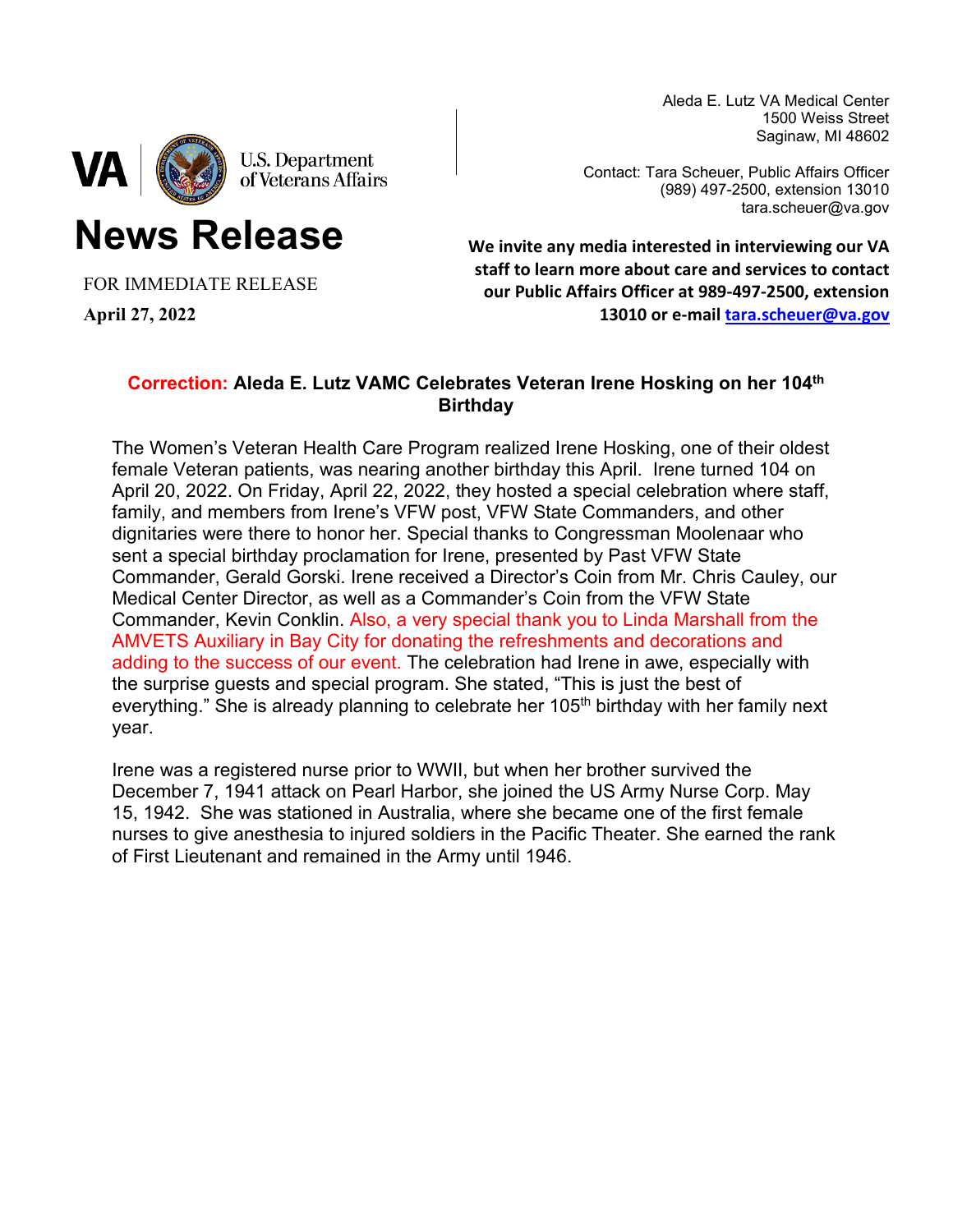VA | U.S. Department of Veterans Affairs

Aleda E. Lutz VA Medical Center
1500 Weiss Street
Saginaw, MI 48602

Contact: Tara Scheuer, Public Affairs Officer
(989) 497-2500, extension 13010
tara.scheuer@va.gov

# News Release

FOR IMMEDIATE RELEASE

**April 27, 2022**

**We invite any media interested in interviewing our VA staff to learn more about care and services to contact our Public Affairs Officer at 989-497-2500, extension 13010 or e-mail tara.scheuer@va.gov**

## Correction: Aleda E. Lutz VAMC Celebrates Veteran Irene Hosking on her 104th Birthday

The Women's Veteran Health Care Program realized Irene Hosking, one of their oldest female Veteran patients, was nearing another birthday this April. Irene turned 104 on April 20, 2022. On Friday, April 22, 2022, they hosted a special celebration where staff, family, and members from Irene's VFW post, VFW State Commanders, and other dignitaries were there to honor her. Special thanks to Congressman Moolenaar who sent a special birthday proclamation for Irene, presented by Past VFW State Commander, Gerald Gorski. Irene received a Director's Coin from Mr. Chris Cauley, our Medical Center Director, as well as a Commander's Coin from the VFW State Commander, Kevin Conklin. Also, a very special thank you to Linda Marshall from the AMVETS Auxiliary in Bay City for donating the refreshments and decorations and adding to the success of our event. The celebration had Irene in awe, especially with the surprise guests and special program. She stated, "This is just the best of everything." She is already planning to celebrate her 105th birthday with her family next year.

Irene was a registered nurse prior to WWII, but when her brother survived the December 7, 1941 attack on Pearl Harbor, she joined the US Army Nurse Corp. May 15, 1942. She was stationed in Australia, where she became one of the first female nurses to give anesthesia to injured soldiers in the Pacific Theater. She earned the rank of First Lieutenant and remained in the Army until 1946.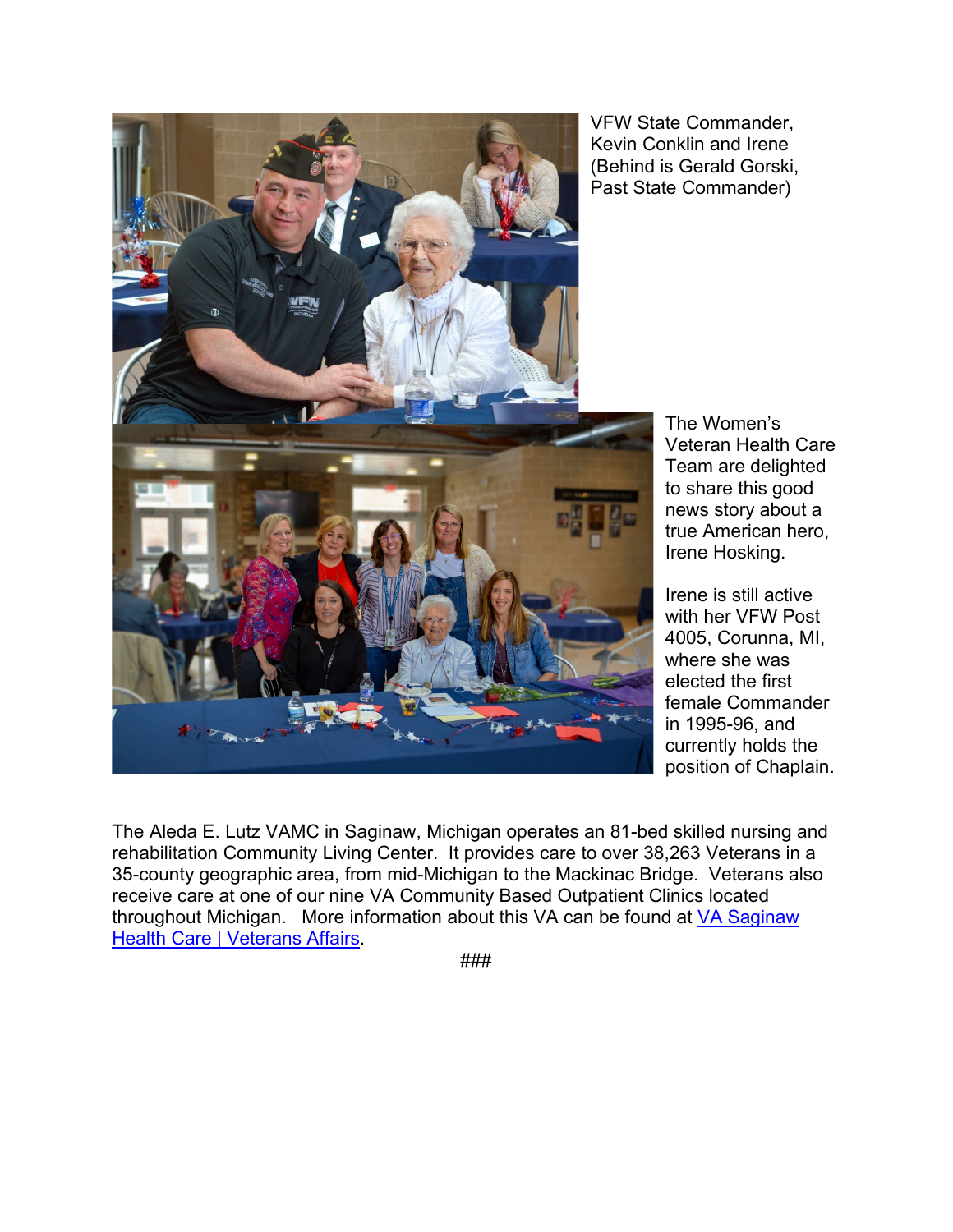VFW State Commander, Kevin Conklin and Irene (Behind is Gerald Gorski, Past State Commander)

The Women's Veteran Health Care Team are delighted to share this good news story about a true American hero, Irene Hosking.

Irene is still active with her VFW Post 4005, Corunna, MI, where she was elected the first female Commander in 1995-96, and currently holds the position of Chaplain.

The Aleda E. Lutz VAMC in Saginaw, Michigan operates an 81-bed skilled nursing and rehabilitation Community Living Center. It provides care to over 38,263 Veterans in a 35-county geographic area, from mid-Michigan to the Mackinac Bridge. Veterans also receive care at one of our nine VA Community Based Outpatient Clinics located throughout Michigan. More information about this VA can be found at [VA Saginaw Health Care | Veterans Affairs](VA Saginaw Health Care | Veterans Affairs).

###